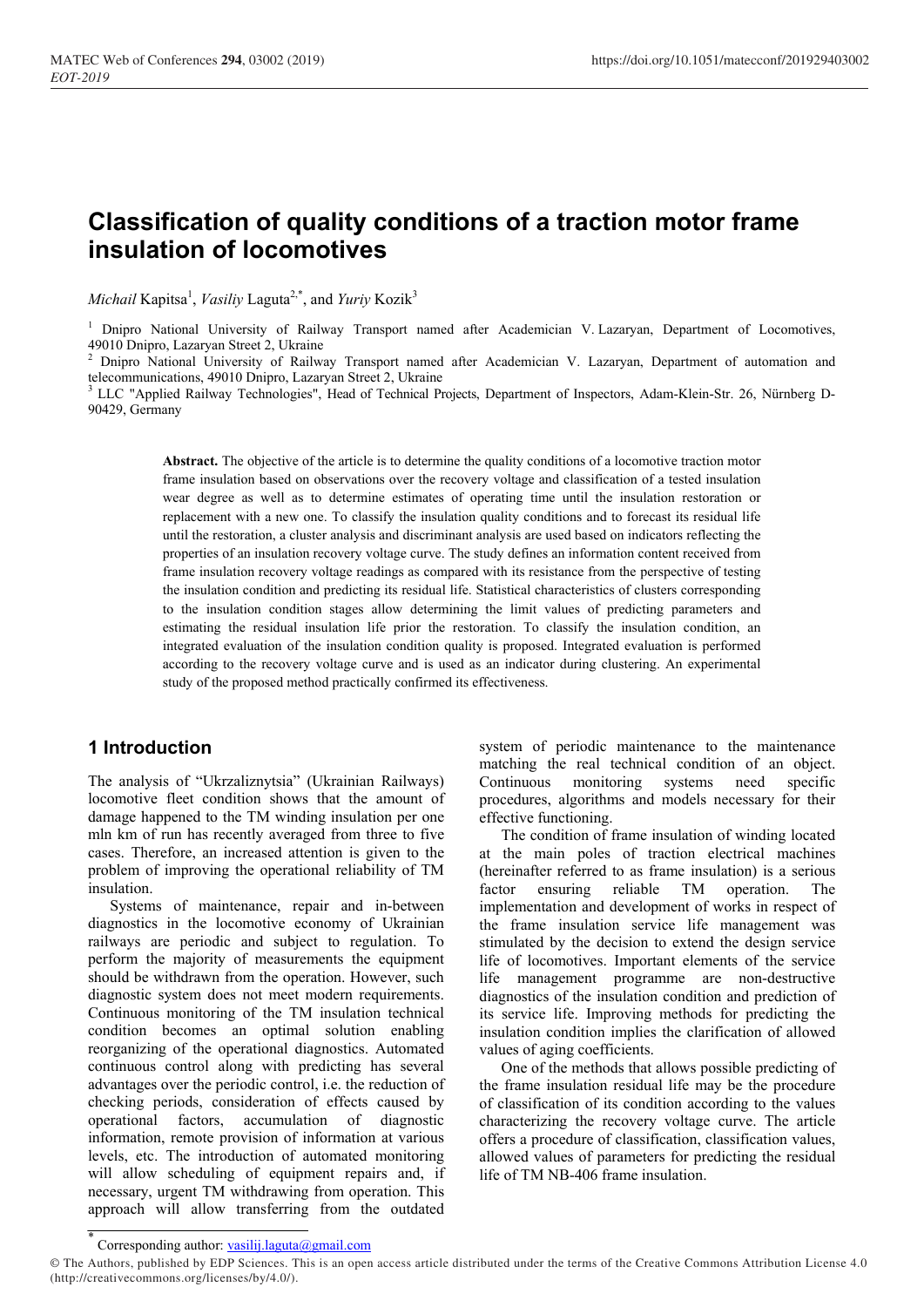# Classification of quality conditions of a traction motor frame insulation of locomotives

*Michail* Kapitsa[1], *Vasiliy* Laguta[2,*], and *Yuriy* Kozik[3]

[1] Dnipro National University of Railway Transport named after Academician V. Lazaryan, Department of Locomotives, 49010 Dnipro, Lazaryan Street 2, Ukraine

[2] Dnipro National University of Railway Transport named after Academician V. Lazaryan, Department of automation and telecommunications, 49010 Dnipro, Lazaryan Street 2, Ukraine

[3] LLC "Applied Railway Technologies", Head of Technical Projects, Department of Inspectors, Adam-Klein-Str. 26, Nürnberg D-90429, Germany

**Abstract.** The objective of the article is to determine the quality conditions of a locomotive traction motor frame insulation based on observations over the recovery voltage and classification of a tested insulation wear degree as well as to determine estimates of operating time until the insulation restoration or replacement with a new one. To classify the insulation quality conditions and to forecast its residual life until the restoration, a cluster analysis and discriminant analysis are used based on indicators reflecting the properties of an insulation recovery voltage curve. The study defines an information content received from frame insulation recovery voltage readings as compared with its resistance from the perspective of testing the insulation condition and predicting its residual life. Statistical characteristics of clusters corresponding to the insulation condition stages allow determining the limit values of predicting parameters and estimating the residual insulation life prior the restoration. To classify the insulation condition, an integrated evaluation of the insulation condition quality is proposed. Integrated evaluation is performed according to the recovery voltage curve and is used as an indicator during clustering. An experimental study of the proposed method practically confirmed its effectiveness.

## 1 Introduction

The analysis of "Ukrzaliznytsia" (Ukrainian Railways) locomotive fleet condition shows that the amount of damage happened to the TM winding insulation per one mln km of run has recently averaged from three to five cases. Therefore, an increased attention is given to the problem of improving the operational reliability of TM insulation.

Systems of maintenance, repair and in-between diagnostics in the locomotive economy of Ukrainian railways are periodic and subject to regulation. To perform the majority of measurements the equipment should be withdrawn from the operation. However, such diagnostic system does not meet modern requirements. Continuous monitoring of the TM insulation technical condition becomes an optimal solution enabling reorganizing of the operational diagnostics. Automated continuous control along with predicting has several advantages over the periodic control, i.e. the reduction of checking periods, consideration of effects caused by operational factors, accumulation of diagnostic information, remote provision of information at various levels, etc. The introduction of automated monitoring will allow scheduling of equipment repairs and, if necessary, urgent TM withdrawing from operation. This approach will allow transferring from the outdated system of periodic maintenance to the maintenance matching the real technical condition of an object. Continuous monitoring systems need specific procedures, algorithms and models necessary for their effective functioning.

The condition of frame insulation of winding located at the main poles of traction electrical machines (hereinafter referred to as frame insulation) is a serious factor ensuring reliable TM operation. The implementation and development of works in respect of the frame insulation service life management was stimulated by the decision to extend the design service life of locomotives. Important elements of the service life management programme are non-destructive diagnostics of the insulation condition and prediction of its service life. Improving methods for predicting the insulation condition implies the clarification of allowed values of aging coefficients.

One of the methods that allows possible predicting of the frame insulation residual life may be the procedure of classification of its condition according to the values characterizing the recovery voltage curve. The article offers a procedure of classification, classification values, allowed values of parameters for predicting the residual life of TM NB-406 frame insulation.

* Corresponding author: vasilij.laguta@gmail.com

© The Authors, published by EDP Sciences. This is an open access article distributed under the terms of the Creative Commons Attribution License 4.0 (http://creativecommons.org/licenses/by/4.0/).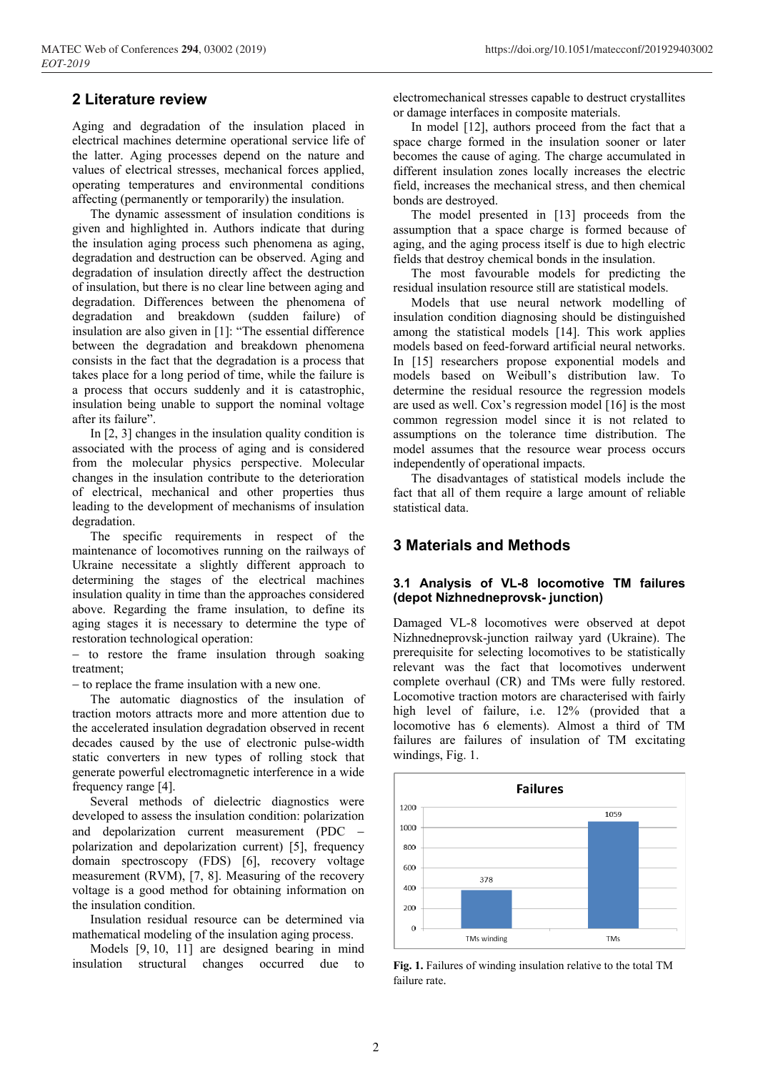## 2 Literature review

Aging and degradation of the insulation placed in electrical machines determine operational service life of the latter. Aging processes depend on the nature and values of electrical stresses, mechanical forces applied, operating temperatures and environmental conditions affecting (permanently or temporarily) the insulation.

The dynamic assessment of insulation conditions is given and highlighted in. Authors indicate that during the insulation aging process such phenomena as aging, degradation and destruction can be observed. Aging and degradation of insulation directly affect the destruction of insulation, but there is no clear line between aging and degradation. Differences between the phenomena of degradation and breakdown (sudden failure) of insulation are also given in [1]: "The essential difference between the degradation and breakdown phenomena consists in the fact that the degradation is a process that takes place for a long period of time, while the failure is a process that occurs suddenly and it is catastrophic, insulation being unable to support the nominal voltage after its failure".

In [2, 3] changes in the insulation quality condition is associated with the process of aging and is considered from the molecular physics perspective. Molecular changes in the insulation contribute to the deterioration of electrical, mechanical and other properties thus leading to the development of mechanisms of insulation degradation.

The specific requirements in respect of the maintenance of locomotives running on the railways of Ukraine necessitate a slightly different approach to determining the stages of the electrical machines insulation quality in time than the approaches considered above. Regarding the frame insulation, to define its aging stages it is necessary to determine the type of restoration technological operation:

– to restore the frame insulation through soaking treatment;

– to replace the frame insulation with a new one.

The automatic diagnostics of the insulation of traction motors attracts more and more attention due to the accelerated insulation degradation observed in recent decades caused by the use of electronic pulse-width static converters in new types of rolling stock that generate powerful electromagnetic interference in a wide frequency range [4].

Several methods of dielectric diagnostics were developed to assess the insulation condition: polarization and depolarization current measurement (PDC – polarization and depolarization current) [5], frequency domain spectroscopy (FDS) [6], recovery voltage measurement (RVM), [7, 8]. Measuring of the recovery voltage is a good method for obtaining information on the insulation condition.

Insulation residual resource can be determined via mathematical modeling of the insulation aging process.

Models [9, 10, 11] are designed bearing in mind insulation structural changes occurred due to electromechanical stresses capable to destruct crystallites or damage interfaces in composite materials.

In model [12], authors proceed from the fact that a space charge formed in the insulation sooner or later becomes the cause of aging. The charge accumulated in different insulation zones locally increases the electric field, increases the mechanical stress, and then chemical bonds are destroyed.

The model presented in [13] proceeds from the assumption that a space charge is formed because of aging, and the aging process itself is due to high electric fields that destroy chemical bonds in the insulation.

The most favourable models for predicting the residual insulation resource still are statistical models.

Models that use neural network modelling of insulation condition diagnosing should be distinguished among the statistical models [14]. This work applies models based on feed-forward artificial neural networks. In [15] researchers propose exponential models and models based on Weibull's distribution law. To determine the residual resource the regression models are used as well. Cox's regression model [16] is the most common regression model since it is not related to assumptions on the tolerance time distribution. The model assumes that the resource wear process occurs independently of operational impacts.

The disadvantages of statistical models include the fact that all of them require a large amount of reliable statistical data.

## 3 Materials and Methods

### 3.1 Analysis of VL-8 locomotive TM failures (depot Nizhnedneprovsk- junction)

Damaged VL-8 locomotives were observed at depot Nizhnedneprovsk-junction railway yard (Ukraine). The prerequisite for selecting locomotives to be statistically relevant was the fact that locomotives underwent complete overhaul (CR) and TMs were fully restored. Locomotive traction motors are characterised with fairly high level of failure, i.e. 12% (provided that a locomotive has 6 elements). Almost a third of TM failures are failures of insulation of TM excitating windings, Fig. 1.

Failures

1200
1000
800
600
400
200
0

378
1059

TMs winding
TMs

**Fig. 1.** Failures of winding insulation relative to the total TM failure rate.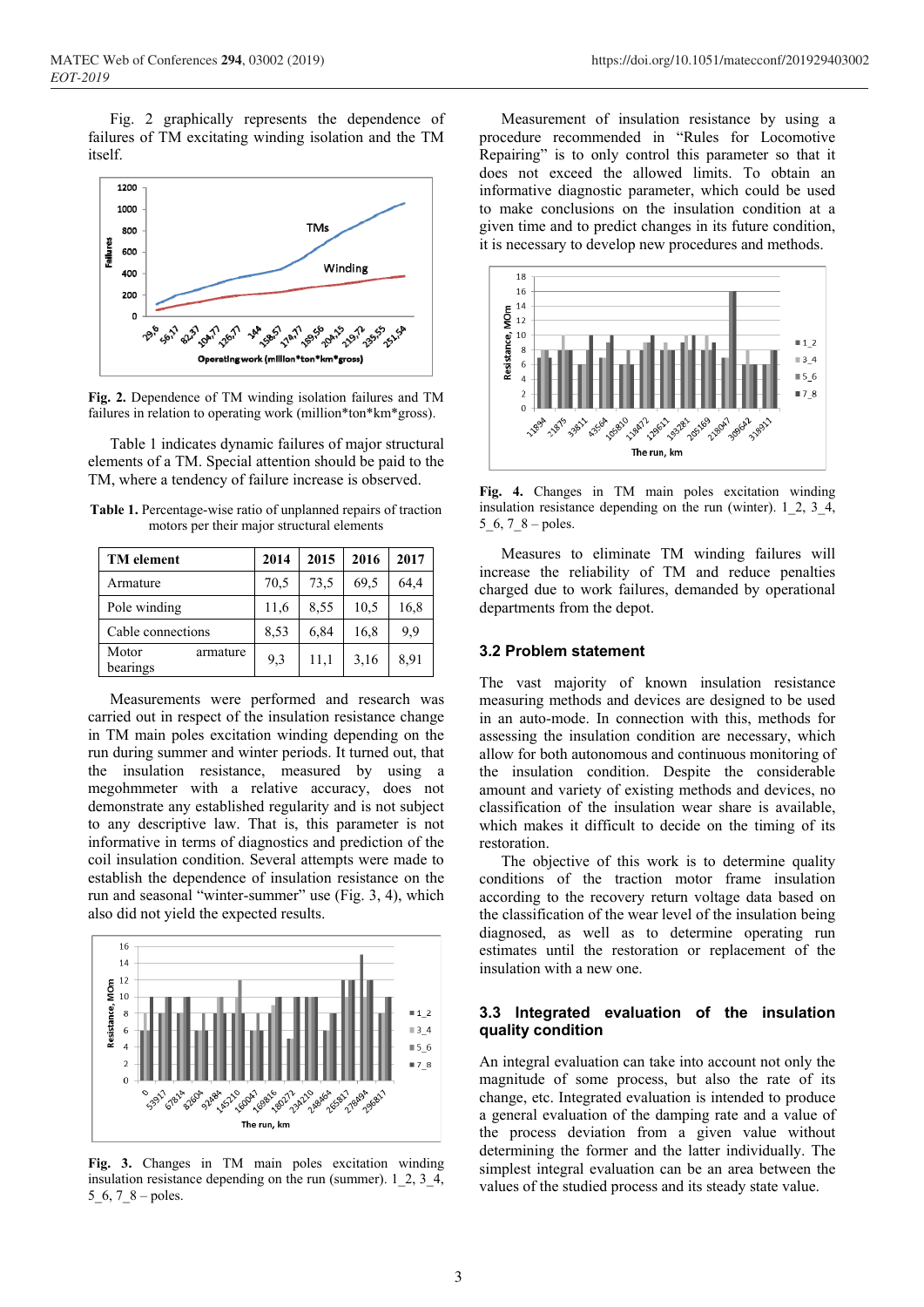Fig. 2 graphically represents the dependence of failures of TM excitating winding isolation and the TM itself.

Fig. 2. Dependence of TM winding isolation failures and TM failures in relation to operating work (million*ton*km*gross).

Table 1 indicates dynamic failures of major structural elements of a TM. Special attention should be paid to the TM, where a tendency of failure increase is observed.

**Table 1.** Percentage-wise ratio of unplanned repairs of traction motors per their major structural elements

| TM element | 2014 | 2015 | 2016 | 2017 |
|---|---|---|---|---|
| Armature | 70,5 | 73,5 | 69,5 | 64,4 |
| Pole winding | 11,6 | 8,55 | 10,5 | 16,8 |
| Cable connections | 8,53 | 6,84 | 16,8 | 9,9 |
| Motor armature bearings | 9,3 | 11,1 | 3,16 | 8,91 |

Measurements were performed and research was carried out in respect of the insulation resistance change in TM main poles excitation winding depending on the run during summer and winter periods. It turned out, that the insulation resistance, measured by using a megohmmeter with a relative accuracy, does not demonstrate any established regularity and is not subject to any descriptive law. That is, this parameter is not informative in terms of diagnostics and prediction of the coil insulation condition. Several attempts were made to establish the dependence of insulation resistance on the run and seasonal "winter-summer" use (Fig. 3, 4), which also did not yield the expected results.

**Fig. 3.** Changes in TM main poles excitation winding insulation resistance depending on the run (summer). 1_2, 3_4, 5_6, 7_8 – poles.

Measurement of insulation resistance by using a procedure recommended in "Rules for Locomotive Repairing" is to only control this parameter so that it does not exceed the allowed limits. To obtain an informative diagnostic parameter, which could be used to make conclusions on the insulation condition at a given time and to predict changes in its future condition, it is necessary to develop new procedures and methods.

**Fig. 4.** Changes in TM main poles excitation winding insulation resistance depending on the run (winter). 1_2, 3_4, 5_6, 7_8 – poles.

Measures to eliminate TM winding failures will increase the reliability of TM and reduce penalties charged due to work failures, demanded by operational departments from the depot.

### 3.2 Problem statement

The vast majority of known insulation resistance measuring methods and devices are designed to be used in an auto-mode. In connection with this, methods for assessing the insulation condition are necessary, which allow for both autonomous and continuous monitoring of the insulation condition. Despite the considerable amount and variety of existing methods and devices, no classification of the insulation wear share is available, which makes it difficult to decide on the timing of its restoration.

The objective of this work is to determine quality conditions of the traction motor frame insulation according to the recovery return voltage data based on the classification of the wear level of the insulation being diagnosed, as well as to determine operating run estimates until the restoration or replacement of the insulation with a new one.

### 3.3 Integrated evaluation of the insulation quality condition

An integral evaluation can take into account not only the magnitude of some process, but also the rate of its change, etc. Integrated evaluation is intended to produce a general evaluation of the damping rate and a value of the process deviation from a given value without determining the former and the latter individually. The simplest integral evaluation can be an area between the values of the studied process and its steady state value.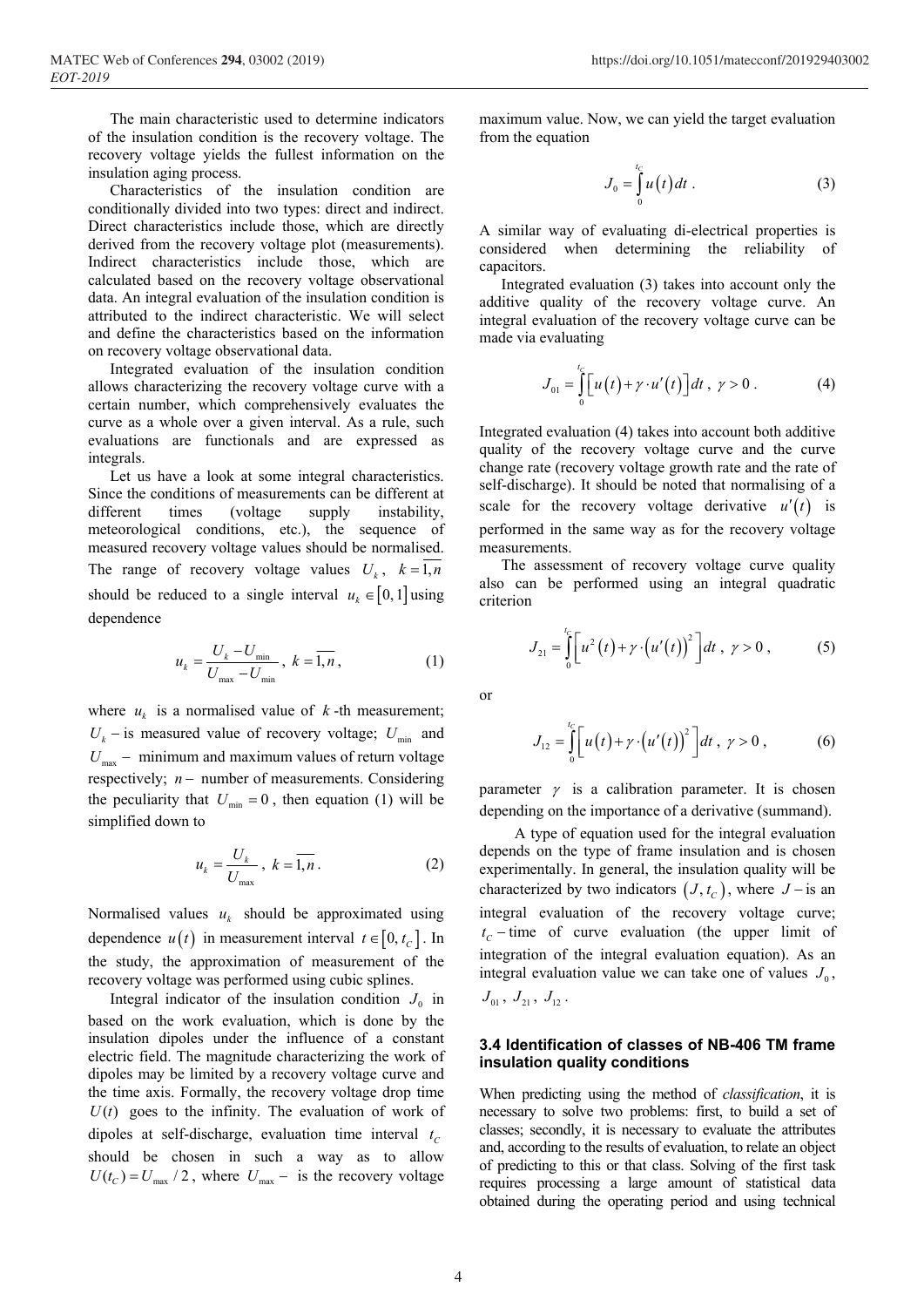The main characteristic used to determine indicators of the insulation condition is the recovery voltage. The recovery voltage yields the fullest information on the insulation aging process.

Characteristics of the insulation condition are conditionally divided into two types: direct and indirect. Direct characteristics include those, which are directly derived from the recovery voltage plot (measurements). Indirect characteristics include those, which are calculated based on the recovery voltage observational data. An integral evaluation of the insulation condition is attributed to the indirect characteristic. We will select and define the characteristics based on the information on recovery voltage observational data.

Integrated evaluation of the insulation condition allows characterizing the recovery voltage curve with a certain number, which comprehensively evaluates the curve as a whole over a given interval. As a rule, such evaluations are functionals and are expressed as integrals.

Let us have a look at some integral characteristics. Since the conditions of measurements can be different at different times (voltage supply instability, meteorological conditions, etc.), the sequence of measured recovery voltage values should be normalised. The range of recovery voltage values $U_k$, $k=\overline{1,n}$ should be reduced to a single interval $u_k \in [0,1]$ using dependence

$$u_k = \frac{U_k - U_{\min}}{U_{\max} - U_{\min}}, \ k=\overline{1,n}, \tag{1}$$

where $u_k$ is a normalised value of $k$-th measurement; $U_k$ – is measured value of recovery voltage; $U_{\min}$ and $U_{\max}$ – minimum and maximum values of return voltage respectively; $n$ – number of measurements. Considering the peculiarity that $U_{\min}=0$, then equation (1) will be simplified down to

$$u_k = \frac{U_k}{U_{\max}}, \ k=\overline{1,n}. \tag{2}$$

Normalised values $u_k$ should be approximated using dependence $u(t)$ in measurement interval $t \in [0, t_C]$. In the study, the approximation of measurement of the recovery voltage was performed using cubic splines.

Integral indicator of the insulation condition $J_0$ in based on the work evaluation, which is done by the insulation dipoles under the influence of a constant electric field. The magnitude characterizing the work of dipoles may be limited by a recovery voltage curve and the time axis. Formally, the recovery voltage drop time $U(t)$ goes to the infinity. The evaluation of work of dipoles at self-discharge, evaluation time interval $t_C$ should be chosen in such a way as to allow $U(t_C) = U_{\max}/2$, where $U_{\max}$ – is the recovery voltage maximum value. Now, we can yield the target evaluation from the equation

$$J_0 = \int_0^{t_C} u(t)\,dt\,. \tag{3}$$

A similar way of evaluating di-electrical properties is considered when determining the reliability of capacitors.

Integrated evaluation (3) takes into account only the additive quality of the recovery voltage curve. An integral evaluation of the recovery voltage curve can be made via evaluating

$$J_{01} = \int_0^{t_C} \left[ u(t) + \gamma \cdot u'(t) \right] dt\,,\ \gamma > 0\,. \tag{4}$$

Integrated evaluation (4) takes into account both additive quality of the recovery voltage curve and the curve change rate (recovery voltage growth rate and the rate of self-discharge). It should be noted that normalising of a scale for the recovery voltage derivative $u'(t)$ is performed in the same way as for the recovery voltage measurements.

The assessment of recovery voltage curve quality also can be performed using an integral quadratic criterion

$$J_{21} = \int_0^{t_C} \left[ u^2(t) + \gamma \cdot \left(u'(t)\right)^2 \right] dt\,,\ \gamma > 0\,, \tag{5}$$

or

$$J_{12} = \int_0^{t_C} \left[ u(t) + \gamma \cdot \left(u'(t)\right)^2 \right] dt\,,\ \gamma > 0\,, \tag{6}$$

parameter $\gamma$ is a calibration parameter. It is chosen depending on the importance of a derivative (summand).

A type of equation used for the integral evaluation depends on the type of frame insulation and is chosen experimentally. In general, the insulation quality will be characterized by two indicators $(J, t_C)$, where $J$ – is an integral evaluation of the recovery voltage curve; $t_C$ – time of curve evaluation (the upper limit of integration of the integral evaluation equation). As an integral evaluation value we can take one of values $J_0$, $J_{01}$, $J_{21}$, $J_{12}$.

### 3.4 Identification of classes of NB-406 TM frame insulation quality conditions

When predicting using the method of *classification*, it is necessary to solve two problems: first, to build a set of classes; secondly, it is necessary to evaluate the attributes and, according to the results of evaluation, to relate an object of predicting to this or that class. Solving of the first task requires processing a large amount of statistical data obtained during the operating period and using technical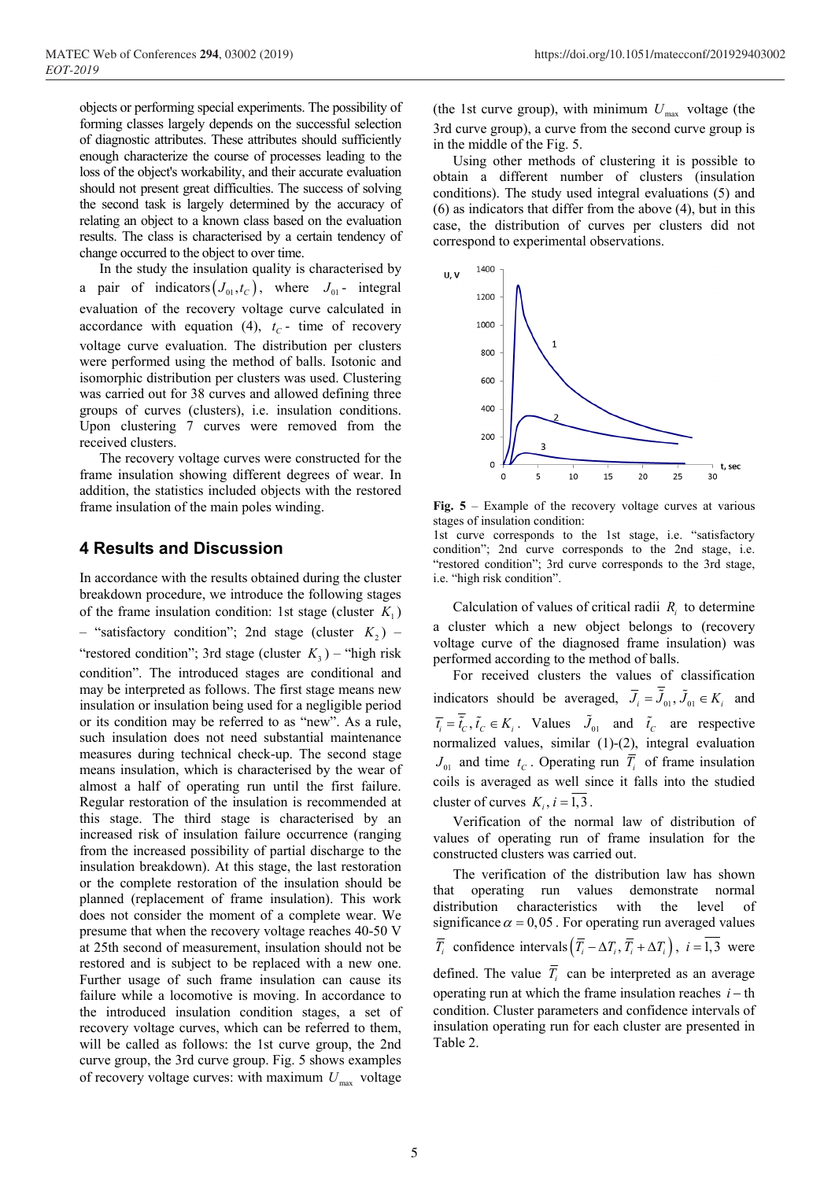objects or performing special experiments. The possibility of forming classes largely depends on the successful selection of diagnostic attributes. These attributes should sufficiently enough characterize the course of processes leading to the loss of the object's workability, and their accurate evaluation should not present great difficulties. The success of solving the second task is largely determined by the accuracy of relating an object to a known class based on the evaluation results. The class is characterised by a certain tendency of change occurred to the object to over time.

In the study the insulation quality is characterised by a pair of indicators $(J_{01}, t_C)$, where $J_{01}$ - integral evaluation of the recovery voltage curve calculated in accordance with equation (4), $t_C$ - time of recovery voltage curve evaluation. The distribution per clusters were performed using the method of balls. Isotonic and isomorphic distribution per clusters was used. Clustering was carried out for 38 curves and allowed defining three groups of curves (clusters), i.e. insulation conditions. Upon clustering 7 curves were removed from the received clusters.

The recovery voltage curves were constructed for the frame insulation showing different degrees of wear. In addition, the statistics included objects with the restored frame insulation of the main poles winding.

## 4 Results and Discussion

In accordance with the results obtained during the cluster breakdown procedure, we introduce the following stages of the frame insulation condition: 1st stage (cluster $K_1$) – "satisfactory condition"; 2nd stage (cluster $K_2$) – "restored condition"; 3rd stage (cluster $K_3$) – "high risk condition". The introduced stages are conditional and may be interpreted as follows. The first stage means new insulation or insulation being used for a negligible period or its condition may be referred to as "new". As a rule, such insulation does not need substantial maintenance measures during technical check-up. The second stage means insulation, which is characterised by the wear of almost a half of operating run until the first failure. Regular restoration of the insulation is recommended at this stage. The third stage is characterised by an increased risk of insulation failure occurrence (ranging from the increased possibility of partial discharge to the insulation breakdown). At this stage, the last restoration or the complete restoration of the insulation should be planned (replacement of frame insulation). This work does not consider the moment of a complete wear. We presume that when the recovery voltage reaches 40-50 V at 25th second of measurement, insulation should not be restored and is subject to be replaced with a new one. Further usage of such frame insulation can cause its failure while a locomotive is moving. In accordance to the introduced insulation condition stages, a set of recovery voltage curves, which can be referred to them, will be called as follows: the 1st curve group, the 2nd curve group, the 3rd curve group. Fig. 5 shows examples of recovery voltage curves: with maximum $U_{\max}$ voltage (the 1st curve group), with minimum $U_{\max}$ voltage (the 3rd curve group), a curve from the second curve group is in the middle of the Fig. 5.

Using other methods of clustering it is possible to obtain a different number of clusters (insulation conditions). The study used integral evaluations (5) and (6) as indicators that differ from the above (4), but in this case, the distribution of curves per clusters did not correspond to experimental observations.

**Fig. 5** – Example of the recovery voltage curves at various stages of insulation condition:
1st curve corresponds to the 1st stage, i.e. "satisfactory condition"; 2nd curve corresponds to the 2nd stage, i.e. "restored condition"; 3rd curve corresponds to the 3rd stage, i.e. "high risk condition".

Calculation of values of critical radii $R_i$ to determine a cluster which a new object belongs to (recovery voltage curve of the diagnosed frame insulation) was performed according to the method of balls.

For received clusters the values of classification indicators should be averaged, $\overline{J_i} = \overline{\tilde{J}_{01}}, \tilde{J}_{01} \in K_i$ and $\overline{t_i} = \overline{\tilde{t}_C}, \tilde{t}_C \in K_i$. Values $\tilde{J}_{01}$ and $\tilde{t}_C$ are respective normalized values, similar (1)-(2), integral evaluation $J_{01}$ and time $t_C$. Operating run $\overline{T_i}$ of frame insulation coils is averaged as well since it falls into the studied cluster of curves $K_i, i = \overline{1,3}$.

Verification of the normal law of distribution of values of operating run of frame insulation for the constructed clusters was carried out.

The verification of the distribution law has shown that operating run values demonstrate normal distribution characteristics with the level of significance $\alpha = 0,05$. For operating run averaged values $\overline{T_i}$ confidence intervals $\left(\overline{T_i} - \Delta T_i, \overline{T_i} + \Delta T_i\right)$, $i = \overline{1,3}$ were defined. The value $\overline{T_i}$ can be interpreted as an average operating run at which the frame insulation reaches $i$ – th condition. Cluster parameters and confidence intervals of insulation operating run for each cluster are presented in Table 2.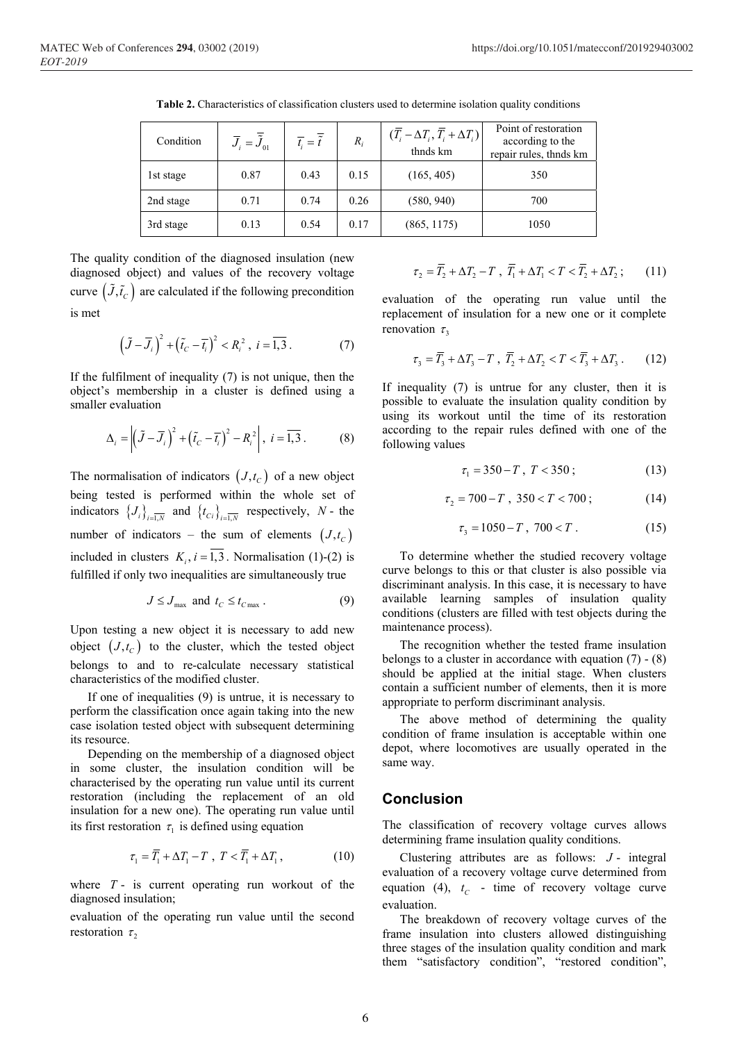**Table 2.** Characteristics of classification clusters used to determine isolation quality conditions

| Condition | $\overline{J}_i = \overline{\overline{J}}_{01}$ | $\overline{t}_i = \overline{\overline{t}}$ | $R_i$ | $(\overline{T}_i - \Delta T_i, \overline{T}_i + \Delta T_i)$ thnds km | Point of restoration according to the repair rules, thnds km |
|---|---|---|---|---|---|
| 1st stage | 0.87 | 0.43 | 0.15 | (165, 405) | 350 |
| 2nd stage | 0.71 | 0.74 | 0.26 | (580, 940) | 700 |
| 3rd stage | 0.13 | 0.54 | 0.17 | (865, 1175) | 1050 |

The quality condition of the diagnosed insulation (new diagnosed object) and values of the recovery voltage curve $\left(\tilde{J}, \tilde{t}_C\right)$ are calculated if the following precondition is met

$$\left(\tilde{J} - \overline{J}_i\right)^2 + \left(\tilde{t}_C - \overline{t}_i\right)^2 < R_i^2,\ i = \overline{1,3}. \tag{7}$$

If the fulfilment of inequality (7) is not unique, then the object's membership in a cluster is defined using a smaller evaluation

$$\Delta_i = \left|\left(\tilde{J} - \overline{J}_i\right)^2 + \left(\tilde{t}_C - \overline{t}_i\right)^2 - R_i^2\right|,\ i = \overline{1,3}. \tag{8}$$

The normalisation of indicators $\left(J, t_C\right)$ of a new object being tested is performed within the whole set of indicators $\left\{J_i\right\}_{i=\overline{1,N}}$ and $\left\{t_{Ci}\right\}_{i=\overline{1,N}}$ respectively, $N$ - the number of indicators – the sum of elements $\left(J, t_C\right)$ included in clusters $K_i, i = \overline{1,3}$. Normalisation (1)-(2) is fulfilled if only two inequalities are simultaneously true

$$J \le J_{\max} \text{ and } t_C \le t_{C\max}. \tag{9}$$

Upon testing a new object it is necessary to add new object $\left(J, t_C\right)$ to the cluster, which the tested object belongs to and to re-calculate necessary statistical characteristics of the modified cluster.

If one of inequalities (9) is untrue, it is necessary to perform the classification once again taking into the new case isolation tested object with subsequent determining its resource.

Depending on the membership of a diagnosed object in some cluster, the insulation condition will be characterised by the operating run value until its current restoration (including the replacement of an old insulation for a new one). The operating run value until its first restoration $\tau_1$ is defined using equation

$$\tau_1 = \overline{T}_1 + \Delta T_1 - T,\ T < \overline{T}_1 + \Delta T_1, \tag{10}$$

where $T$ - is current operating run workout of the diagnosed insulation;

evaluation of the operating run value until the second restoration $\tau_2$

$$\tau_2 = \overline{T}_2 + \Delta T_2 - T,\ \overline{T}_1 + \Delta T_1 < T < \overline{T}_2 + \Delta T_2; \tag{11}$$

evaluation of the operating run value until the replacement of insulation for a new one or it complete renovation $\tau_3$

$$\tau_3 = \overline{T}_3 + \Delta T_3 - T,\ \overline{T}_2 + \Delta T_2 < T < \overline{T}_3 + \Delta T_3. \tag{12}$$

If inequality (7) is untrue for any cluster, then it is possible to evaluate the insulation quality condition by using its workout until the time of its restoration according to the repair rules defined with one of the following values

$$\tau_1 = 350 - T,\ T < 350; \tag{13}$$

$$\tau_2 = 700 - T,\ 350 < T < 700; \tag{14}$$

$$\tau_3 = 1050 - T,\ 700 < T. \tag{15}$$

To determine whether the studied recovery voltage curve belongs to this or that cluster is also possible via discriminant analysis. In this case, it is necessary to have available learning samples of insulation quality conditions (clusters are filled with test objects during the maintenance process).

The recognition whether the tested frame insulation belongs to a cluster in accordance with equation (7) - (8) should be applied at the initial stage. When clusters contain a sufficient number of elements, then it is more appropriate to perform discriminant analysis.

The above method of determining the quality condition of frame insulation is acceptable within one depot, where locomotives are usually operated in the same way.

## Conclusion

The classification of recovery voltage curves allows determining frame insulation quality conditions.

Clustering attributes are as follows: $J$ - integral evaluation of a recovery voltage curve determined from equation (4), $t_C$ - time of recovery voltage curve evaluation.

The breakdown of recovery voltage curves of the frame insulation into clusters allowed distinguishing three stages of the insulation quality condition and mark them "satisfactory condition", "restored condition",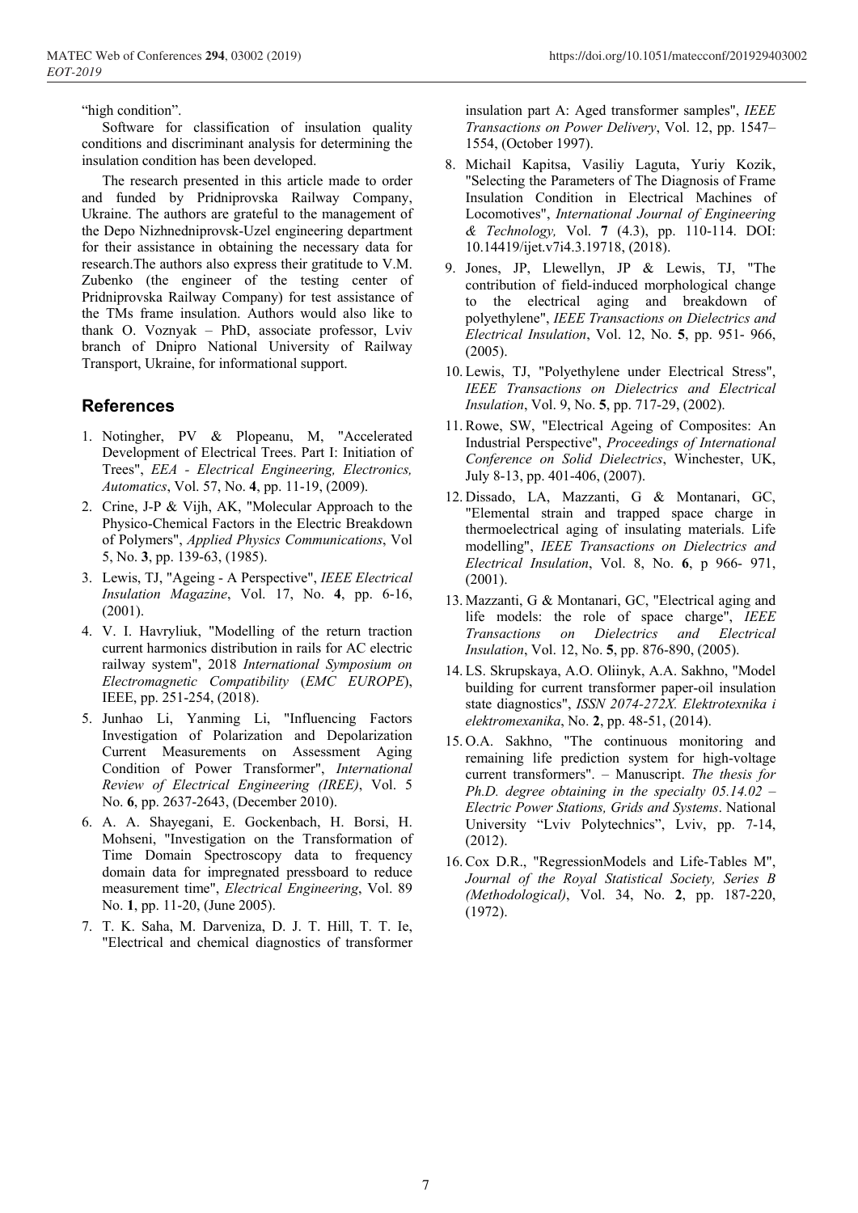"high condition".

Software for classification of insulation quality conditions and discriminant analysis for determining the insulation condition has been developed.

The research presented in this article made to order and funded by Pridniprovska Railway Company, Ukraine. The authors are grateful to the management of the Depo Nizhnedniprovsk-Uzel engineering department for their assistance in obtaining the necessary data for research.The authors also express their gratitude to V.M. Zubenko (the engineer of the testing center of Pridniprovska Railway Company) for test assistance of the TMs frame insulation. Authors would also like to thank O. Voznyak – PhD, associate professor, Lviv branch of Dnipro National University of Railway Transport, Ukraine, for informational support.

## References

1. Notingher, PV & Plopeanu, M, "Accelerated Development of Electrical Trees. Part I: Initiation of Trees", *EEA - Electrical Engineering, Electronics, Automatics*, Vol. 57, No. **4**, pp. 11-19, (2009).
2. Crine, J-P & Vijh, AK, "Molecular Approach to the Physico-Chemical Factors in the Electric Breakdown of Polymers", *Applied Physics Communications*, Vol 5, No. **3**, pp. 139-63, (1985).
3. Lewis, TJ, "Ageing - A Perspective", *IEEE Electrical Insulation Magazine*, Vol. 17, No. **4**, pp. 6-16, (2001).
4. V. I. Havryliuk, "Modelling of the return traction current harmonics distribution in rails for AC electric railway system", 2018 *International Symposium on Electromagnetic Compatibility* (*EMC EUROPE*), IEEE, pp. 251-254, (2018).
5. Junhao Li, Yanming Li, "Influencing Factors Investigation of Polarization and Depolarization Current Measurements on Assessment Aging Condition of Power Transformer", *International Review of Electrical Engineering (IREE)*, Vol. 5 No. **6**, pp. 2637-2643, (December 2010).
6. A. A. Shayegani, E. Gockenbach, H. Borsi, H. Mohseni, "Investigation on the Transformation of Time Domain Spectroscopy data to frequency domain data for impregnated pressboard to reduce measurement time", *Electrical Engineering*, Vol. 89 No. **1**, pp. 11-20, (June 2005).
7. T. K. Saha, M. Darveniza, D. J. T. Hill, T. T. Ie, "Electrical and chemical diagnostics of transformer insulation part A: Aged transformer samples", *IEEE Transactions on Power Delivery*, Vol. 12, pp. 1547–1554, (October 1997).
8. Michail Kapitsa, Vasiliy Laguta, Yuriy Kozik, "Selecting the Parameters of The Diagnosis of Frame Insulation Condition in Electrical Machines of Locomotives", *International Journal of Engineering & Technology,* Vol. **7** (4.3), pp. 110-114. DOI: 10.14419/ijet.v7i4.3.19718, (2018).
9. Jones, JP, Llewellyn, JP & Lewis, TJ, "The contribution of field-induced morphological change to the electrical aging and breakdown of polyethylene", *IEEE Transactions on Dielectrics and Electrical Insulation*, Vol. 12, No. **5**, pp. 951- 966, (2005).
10. Lewis, TJ, "Polyethylene under Electrical Stress", *IEEE Transactions on Dielectrics and Electrical Insulation*, Vol. 9, No. **5**, pp. 717-29, (2002).
11. Rowe, SW, "Electrical Ageing of Composites: An Industrial Perspective", *Proceedings of International Conference on Solid Dielectrics*, Winchester, UK, July 8-13, pp. 401-406, (2007).
12. Dissado, LA, Mazzanti, G & Montanari, GC, "Elemental strain and trapped space charge in thermoelectrical aging of insulating materials. Life modelling", *IEEE Transactions on Dielectrics and Electrical Insulation*, Vol. 8, No. **6**, p 966- 971, (2001).
13. Mazzanti, G & Montanari, GC, "Electrical aging and life models: the role of space charge", *IEEE Transactions on Dielectrics and Electrical Insulation*, Vol. 12, No. **5**, pp. 876-890, (2005).
14. LS. Skrupskaya, A.O. Oliinyk, A.A. Sakhno, "Model building for current transformer paper-oil insulation state diagnostics", *ISSN 2074-272X. Elektrotexnika i elektromexanika*, No. **2**, pp. 48-51, (2014).
15. O.A. Sakhno, "The continuous monitoring and remaining life prediction system for high-voltage current transformers". – Manuscript. *The thesis for Ph.D. degree obtaining in the specialty 05.14.02 – Electric Power Stations, Grids and Systems*. National University "Lviv Polytechnics", Lviv, pp. 7-14, (2012).
16. Cox D.R., "RegressionModels and Life-Tables M", *Journal of the Royal Statistical Society, Series B (Methodological)*, Vol. 34, No. **2**, pp. 187-220, (1972).